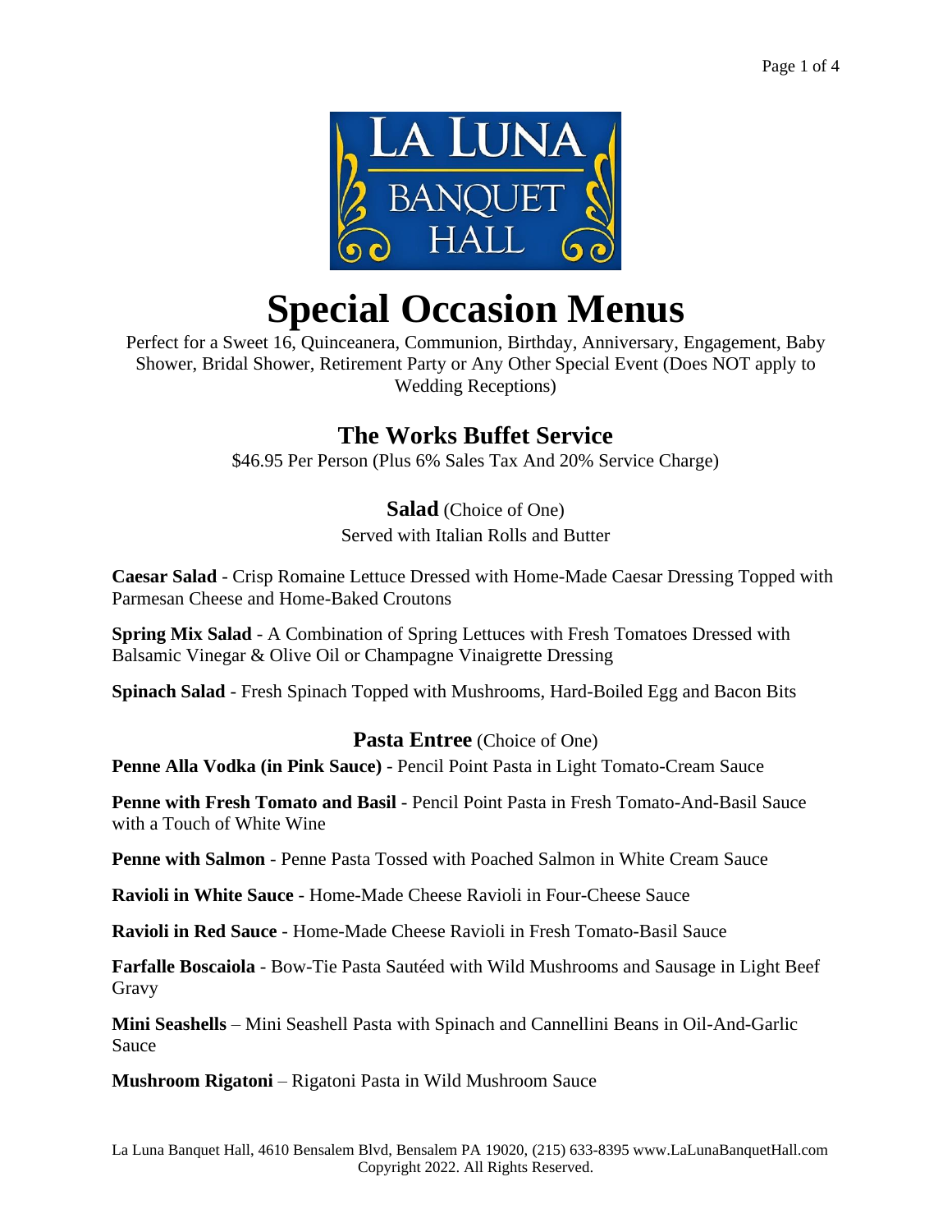LA LUNA BANQUET HALL

# Special Occasion Menus

Perfect for a Sweet 16, Quinceanera, Communion, Birthday, Anniversary, Engagement, Baby Shower, Bridal Shower, Retirement Party or Any Other Special Event (Does NOT apply to Wedding Receptions)

## The Works Buffet Service

$46.95 Per Person (Plus 6% Sales Tax And 20% Service Charge)

### Salad (Choice of One)

Served with Italian Rolls and Butter

**Caesar Salad** - Crisp Romaine Lettuce Dressed with Home-Made Caesar Dressing Topped with Parmesan Cheese and Home-Baked Croutons

**Spring Mix Salad** - A Combination of Spring Lettuces with Fresh Tomatoes Dressed with Balsamic Vinegar & Olive Oil or Champagne Vinaigrette Dressing

**Spinach Salad** - Fresh Spinach Topped with Mushrooms, Hard-Boiled Egg and Bacon Bits

### Pasta Entree (Choice of One)

**Penne Alla Vodka (in Pink Sauce)** - Pencil Point Pasta in Light Tomato-Cream Sauce

**Penne with Fresh Tomato and Basil** - Pencil Point Pasta in Fresh Tomato-And-Basil Sauce with a Touch of White Wine

**Penne with Salmon** - Penne Pasta Tossed with Poached Salmon in White Cream Sauce

**Ravioli in White Sauce** - Home-Made Cheese Ravioli in Four-Cheese Sauce

**Ravioli in Red Sauce** - Home-Made Cheese Ravioli in Fresh Tomato-Basil Sauce

**Farfalle Boscaiola** - Bow-Tie Pasta Sautéed with Wild Mushrooms and Sausage in Light Beef Gravy

**Mini Seashells** – Mini Seashell Pasta with Spinach and Cannellini Beans in Oil-And-Garlic Sauce

**Mushroom Rigatoni** – Rigatoni Pasta in Wild Mushroom Sauce

La Luna Banquet Hall, 4610 Bensalem Blvd, Bensalem PA 19020, (215) 633-8395 www.LaLunaBanquetHall.com
Copyright 2022. All Rights Reserved.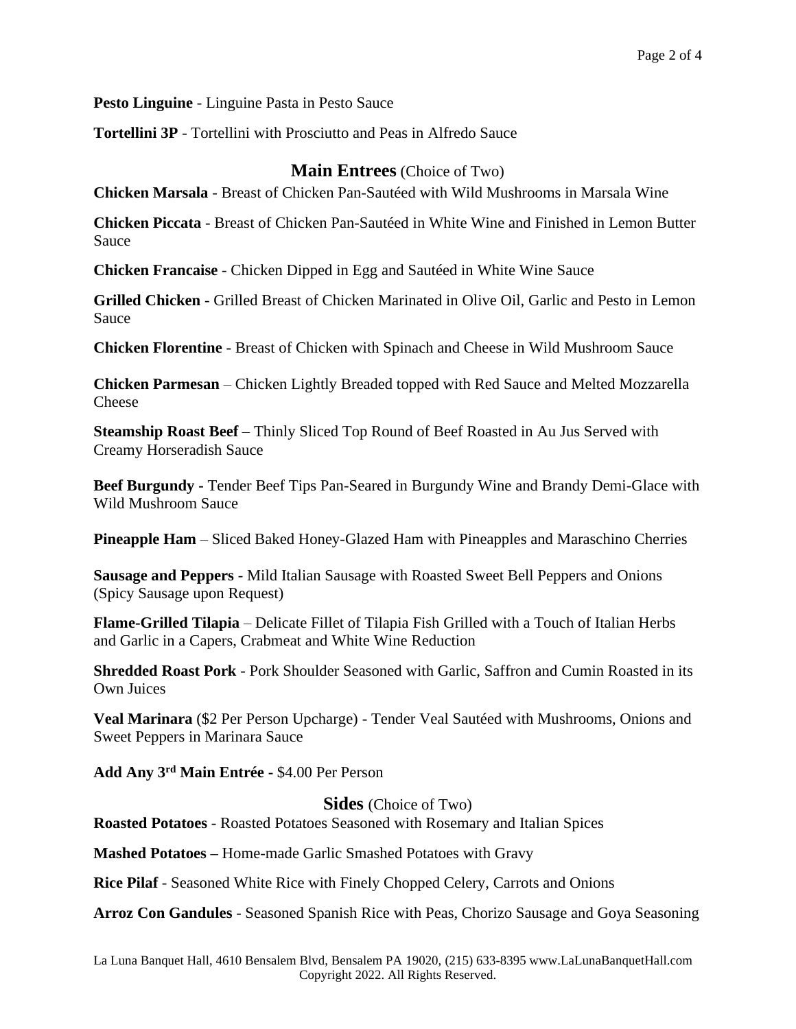**Pesto Linguine** - Linguine Pasta in Pesto Sauce

**Tortellini 3P** - Tortellini with Prosciutto and Peas in Alfredo Sauce

## Main Entrees (Choice of Two)

**Chicken Marsala** - Breast of Chicken Pan-Sautéed with Wild Mushrooms in Marsala Wine

**Chicken Piccata** - Breast of Chicken Pan-Sautéed in White Wine and Finished in Lemon Butter Sauce

**Chicken Francaise** - Chicken Dipped in Egg and Sautéed in White Wine Sauce

**Grilled Chicken** - Grilled Breast of Chicken Marinated in Olive Oil, Garlic and Pesto in Lemon Sauce

**Chicken Florentine** - Breast of Chicken with Spinach and Cheese in Wild Mushroom Sauce

**Chicken Parmesan** – Chicken Lightly Breaded topped with Red Sauce and Melted Mozzarella Cheese

**Steamship Roast Beef** – Thinly Sliced Top Round of Beef Roasted in Au Jus Served with Creamy Horseradish Sauce

**Beef Burgundy -** Tender Beef Tips Pan-Seared in Burgundy Wine and Brandy Demi-Glace with Wild Mushroom Sauce

**Pineapple Ham** – Sliced Baked Honey-Glazed Ham with Pineapples and Maraschino Cherries

**Sausage and Peppers** - Mild Italian Sausage with Roasted Sweet Bell Peppers and Onions (Spicy Sausage upon Request)

**Flame-Grilled Tilapia** – Delicate Fillet of Tilapia Fish Grilled with a Touch of Italian Herbs and Garlic in a Capers, Crabmeat and White Wine Reduction

**Shredded Roast Pork** - Pork Shoulder Seasoned with Garlic, Saffron and Cumin Roasted in its Own Juices

**Veal Marinara** ($2 Per Person Upcharge) **-** Tender Veal Sautéed with Mushrooms, Onions and Sweet Peppers in Marinara Sauce

**Add Any 3rd Main Entrée -** $4.00 Per Person

## Sides (Choice of Two)

**Roasted Potatoes** - Roasted Potatoes Seasoned with Rosemary and Italian Spices

**Mashed Potatoes –** Home-made Garlic Smashed Potatoes with Gravy

**Rice Pilaf** - Seasoned White Rice with Finely Chopped Celery, Carrots and Onions

**Arroz Con Gandules** - Seasoned Spanish Rice with Peas, Chorizo Sausage and Goya Seasoning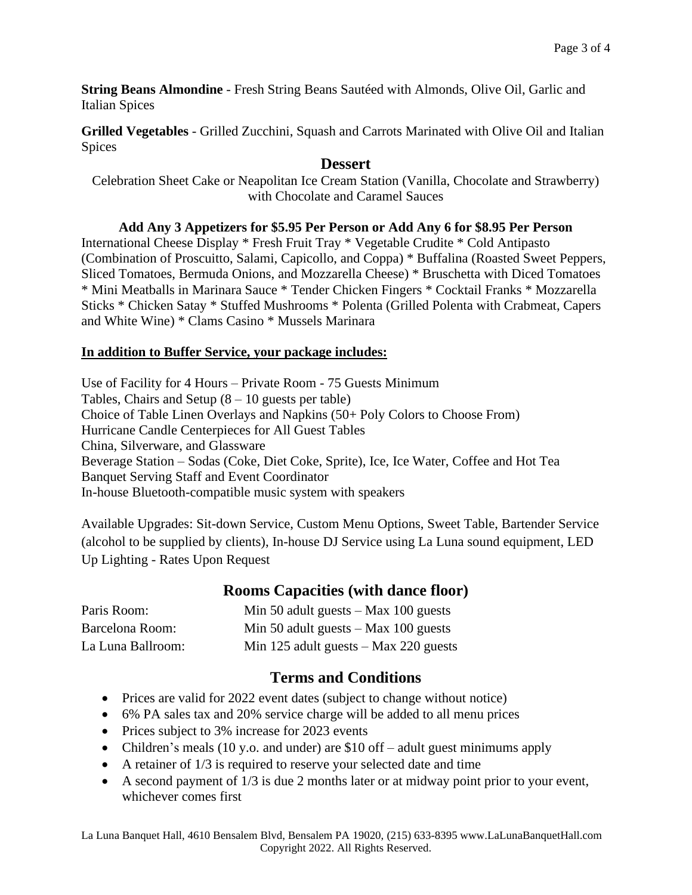**String Beans Almondine** - Fresh String Beans Sautéed with Almonds, Olive Oil, Garlic and Italian Spices

**Grilled Vegetables** - Grilled Zucchini, Squash and Carrots Marinated with Olive Oil and Italian Spices

## Dessert

Celebration Sheet Cake or Neapolitan Ice Cream Station (Vanilla, Chocolate and Strawberry) with Chocolate and Caramel Sauces

**Add Any 3 Appetizers for $5.95 Per Person or Add Any 6 for $8.95 Per Person**

International Cheese Display * Fresh Fruit Tray * Vegetable Crudite * Cold Antipasto (Combination of Proscuitto, Salami, Capicollo, and Coppa) * Buffalina (Roasted Sweet Peppers, Sliced Tomatoes, Bermuda Onions, and Mozzarella Cheese) * Bruschetta with Diced Tomatoes * Mini Meatballs in Marinara Sauce * Tender Chicken Fingers * Cocktail Franks * Mozzarella Sticks * Chicken Satay * Stuffed Mushrooms * Polenta (Grilled Polenta with Crabmeat, Capers and White Wine) * Clams Casino * Mussels Marinara

**<u>In addition to Buffer Service, your package includes:</u>**

Use of Facility for 4 Hours – Private Room - 75 Guests Minimum
Tables, Chairs and Setup (8 – 10 guests per table)
Choice of Table Linen Overlays and Napkins (50+ Poly Colors to Choose From)
Hurricane Candle Centerpieces for All Guest Tables
China, Silverware, and Glassware
Beverage Station – Sodas (Coke, Diet Coke, Sprite), Ice, Ice Water, Coffee and Hot Tea
Banquet Serving Staff and Event Coordinator
In-house Bluetooth-compatible music system with speakers

Available Upgrades: Sit-down Service, Custom Menu Options, Sweet Table, Bartender Service (alcohol to be supplied by clients), In-house DJ Service using La Luna sound equipment, LED Up Lighting - Rates Upon Request

## Rooms Capacities (with dance floor)

| Room | Capacity |
|---|---|
| Paris Room: | Min 50 adult guests – Max 100 guests |
| Barcelona Room: | Min 50 adult guests – Max 100 guests |
| La Luna Ballroom: | Min 125 adult guests – Max 220 guests |

## Terms and Conditions

- Prices are valid for 2022 event dates (subject to change without notice)
- 6% PA sales tax and 20% service charge will be added to all menu prices
- Prices subject to 3% increase for 2023 events
- Children's meals (10 y.o. and under) are $10 off – adult guest minimums apply
- A retainer of 1/3 is required to reserve your selected date and time
- A second payment of 1/3 is due 2 months later or at midway point prior to your event, whichever comes first

La Luna Banquet Hall, 4610 Bensalem Blvd, Bensalem PA 19020, (215) 633-8395 www.LaLunaBanquetHall.com
Copyright 2022. All Rights Reserved.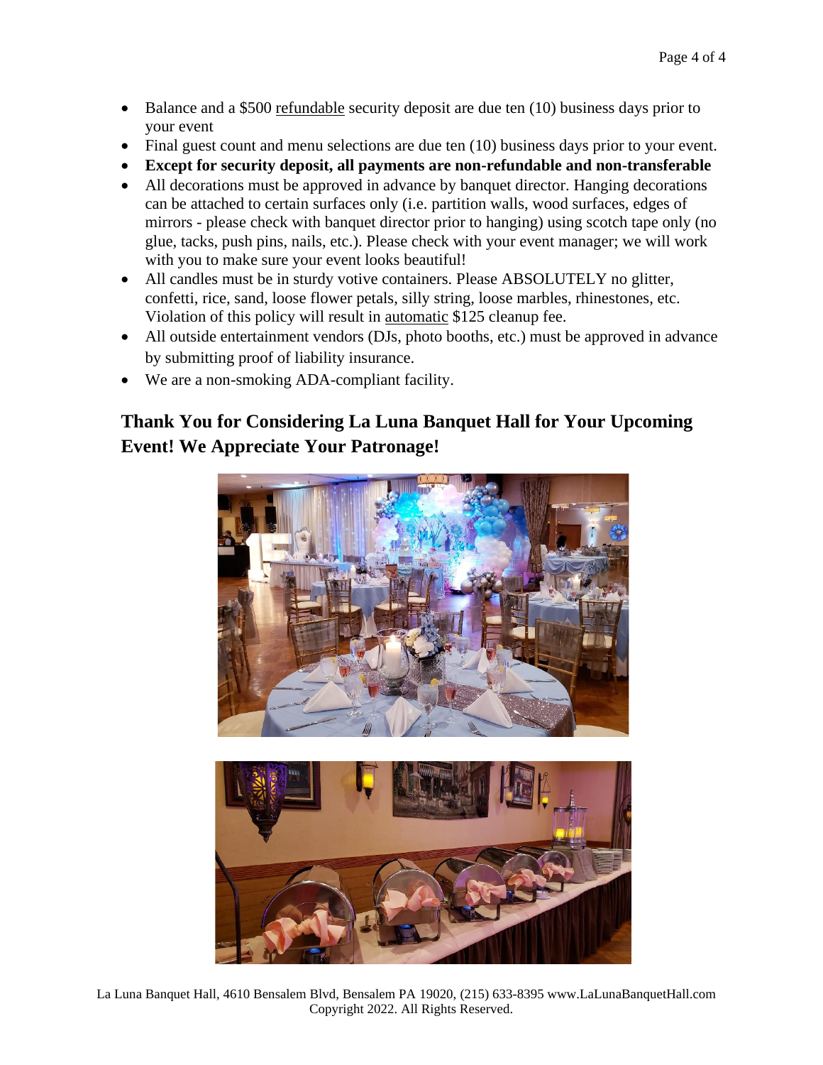- Balance and a $500 refundable security deposit are due ten (10) business days prior to your event
- Final guest count and menu selections are due ten (10) business days prior to your event.
- **Except for security deposit, all payments are non-refundable and non-transferable**
- All decorations must be approved in advance by banquet director. Hanging decorations can be attached to certain surfaces only (i.e. partition walls, wood surfaces, edges of mirrors - please check with banquet director prior to hanging) using scotch tape only (no glue, tacks, push pins, nails, etc.). Please check with your event manager; we will work with you to make sure your event looks beautiful!
- All candles must be in sturdy votive containers. Please ABSOLUTELY no glitter, confetti, rice, sand, loose flower petals, silly string, loose marbles, rhinestones, etc. Violation of this policy will result in automatic $125 cleanup fee.
- All outside entertainment vendors (DJs, photo booths, etc.) must be approved in advance by submitting proof of liability insurance.
- We are a non-smoking ADA-compliant facility.

## Thank You for Considering La Luna Banquet Hall for Your Upcoming Event! We Appreciate Your Patronage!

La Luna Banquet Hall, 4610 Bensalem Blvd, Bensalem PA 19020, (215) 633-8395 www.LaLunaBanquetHall.com
Copyright 2022. All Rights Reserved.